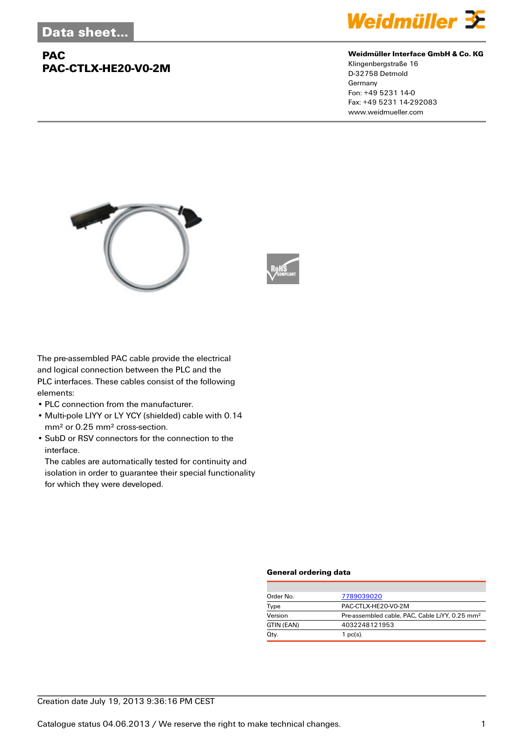Data sheet...

# PAC
# PAC-CTLX-HE20-V0-2M

**Weidmüller Interface GmbH & Co. KG**
Klingenbergstraße 16
D-32758 Detmold
Germany
Fon: +49 5231 14-0
Fax: +49 5231 14-292083
www.weidmueller.com

The pre-assembled PAC cable provide the electrical and logical connection between the PLC and the PLC interfaces. These cables consist of the following elements:

- PLC connection from the manufacturer.
- Multi-pole LIYY or LY YCY (shielded) cable with 0.14 mm² or 0.25 mm² cross-section.
- SubD or RSV connectors for the connection to the interface.
  The cables are automatically tested for continuity and isolation in order to guarantee their special functionality for which they were developed.

### General ordering data

| | |
|---|---|
| Order No. | 7789039020 |
| Type | PAC-CTLX-HE20-V0-2M |
| Version | Pre-assembled cable, PAC, Cable LiYY, 0.25 mm² |
| GTIN (EAN) | 4032248121953 |
| Qty. | 1 pc(s). |

Creation date July 19, 2013 9:36:16 PM CEST

Catalogue status 04.06.2013 / We reserve the right to make technical changes.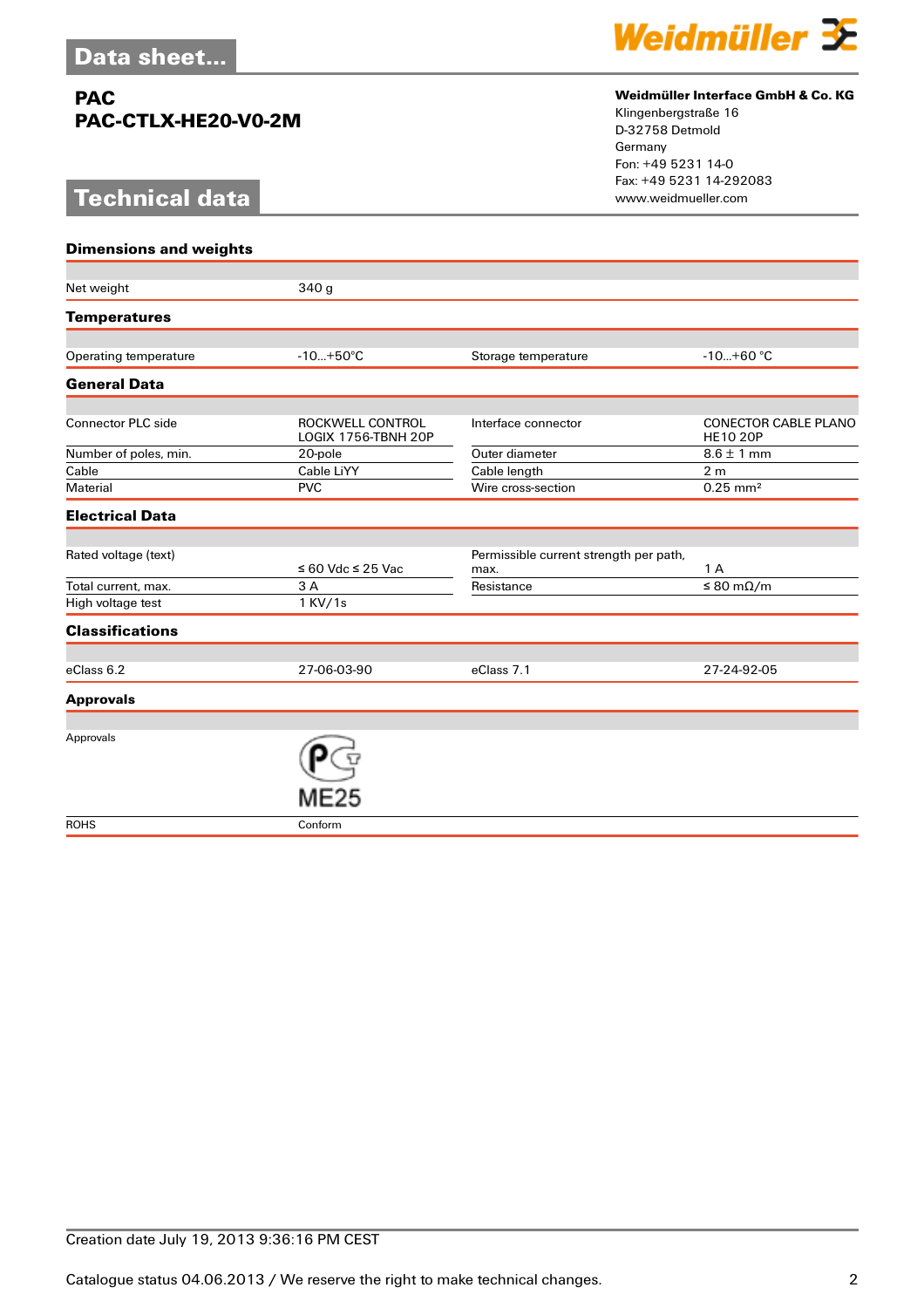# Data sheet...

## PAC
## PAC-CTLX-HE20-V0-2M

**Weidmüller Interface GmbH & Co. KG**
Klingenbergstraße 16
D-32758 Detmold
Germany
Fon: +49 5231 14-0
Fax: +49 5231 14-292083
www.weidmueller.com

## Technical data

### Dimensions and weights

| | |
|---|---|
| Net weight | 340 g |

### Temperatures

| | | | |
|---|---|---|---|
| Operating temperature | -10...+50°C | Storage temperature | -10...+60 °C |

### General Data

| | | | |
|---|---|---|---|
| Connector PLC side | ROCKWELL CONTROL LOGIX 1756-TBNH 20P | Interface connector | CONECTOR CABLE PLANO HE10 20P |
| Number of poles, min. | 20-pole | Outer diameter | 8.6 ± 1 mm |
| Cable | Cable LiYY | Cable length | 2 m |
| Material | PVC | Wire cross-section | 0.25 mm² |

### Electrical Data

| | | | |
|---|---|---|---|
| Rated voltage (text) | ≤ 60 Vdc ≤ 25 Vac | Permissible current strength per path, max. | 1 A |
| Total current, max. | 3 A | Resistance | ≤ 80 mΩ/m |
| High voltage test | 1 KV/1s | | |

### Classifications

| | | | |
|---|---|---|---|
| eClass 6.2 | 27-06-03-90 | eClass 7.1 | 27-24-92-05 |

### Approvals

| | |
|---|---|
| Approvals | ME25 |
| ROHS | Conform |

Creation date July 19, 2013 9:36:16 PM CEST

Catalogue status 04.06.2013 / We reserve the right to make technical changes.